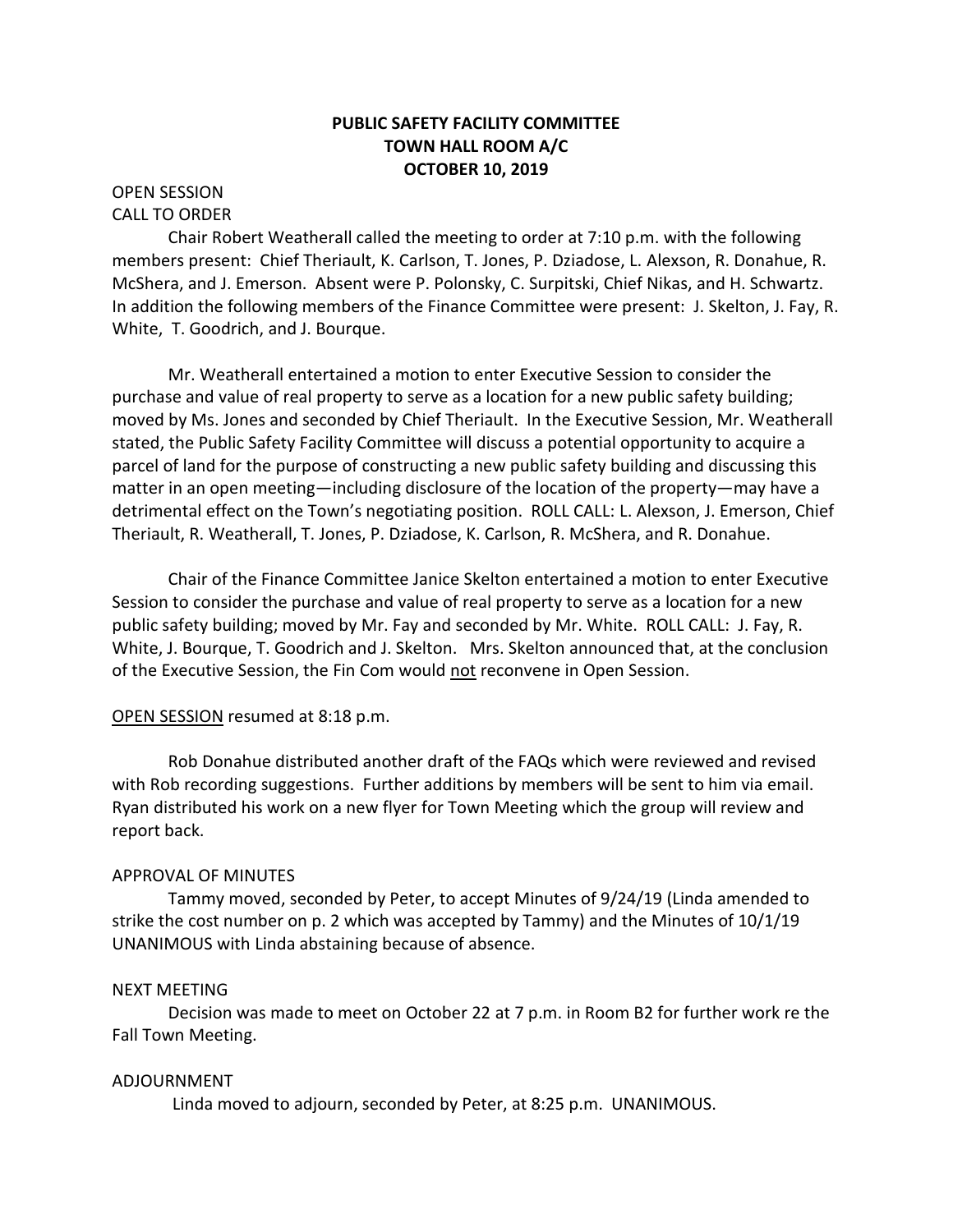# PUBLIC SAFETY FACILITY COMMITTEE
## TOWN HALL ROOM A/C
## OCTOBER 10, 2019

OPEN SESSION
CALL TO ORDER

Chair Robert Weatherall called the meeting to order at 7:10 p.m. with the following members present: Chief Theriault, K. Carlson, T. Jones, P. Dziadose, L. Alexson, R. Donahue, R. McShera, and J. Emerson. Absent were P. Polonsky, C. Surpitski, Chief Nikas, and H. Schwartz. In addition the following members of the Finance Committee were present: J. Skelton, J. Fay, R. White, T. Goodrich, and J. Bourque.

Mr. Weatherall entertained a motion to enter Executive Session to consider the purchase and value of real property to serve as a location for a new public safety building; moved by Ms. Jones and seconded by Chief Theriault. In the Executive Session, Mr. Weatherall stated, the Public Safety Facility Committee will discuss a potential opportunity to acquire a parcel of land for the purpose of constructing a new public safety building and discussing this matter in an open meeting—including disclosure of the location of the property—may have a detrimental effect on the Town's negotiating position. ROLL CALL: L. Alexson, J. Emerson, Chief Theriault, R. Weatherall, T. Jones, P. Dziadose, K. Carlson, R. McShera, and R. Donahue.

Chair of the Finance Committee Janice Skelton entertained a motion to enter Executive Session to consider the purchase and value of real property to serve as a location for a new public safety building; moved by Mr. Fay and seconded by Mr. White. ROLL CALL: J. Fay, R. White, J. Bourque, T. Goodrich and J. Skelton. Mrs. Skelton announced that, at the conclusion of the Executive Session, the Fin Com would <u>not</u> reconvene in Open Session.

<u>OPEN SESSION</u> resumed at 8:18 p.m.

Rob Donahue distributed another draft of the FAQs which were reviewed and revised with Rob recording suggestions. Further additions by members will be sent to him via email. Ryan distributed his work on a new flyer for Town Meeting which the group will review and report back.

APPROVAL OF MINUTES

Tammy moved, seconded by Peter, to accept Minutes of 9/24/19 (Linda amended to strike the cost number on p. 2 which was accepted by Tammy) and the Minutes of 10/1/19 UNANIMOUS with Linda abstaining because of absence.

NEXT MEETING

Decision was made to meet on October 22 at 7 p.m. in Room B2 for further work re the Fall Town Meeting.

ADJOURNMENT

Linda moved to adjourn, seconded by Peter, at 8:25 p.m. UNANIMOUS.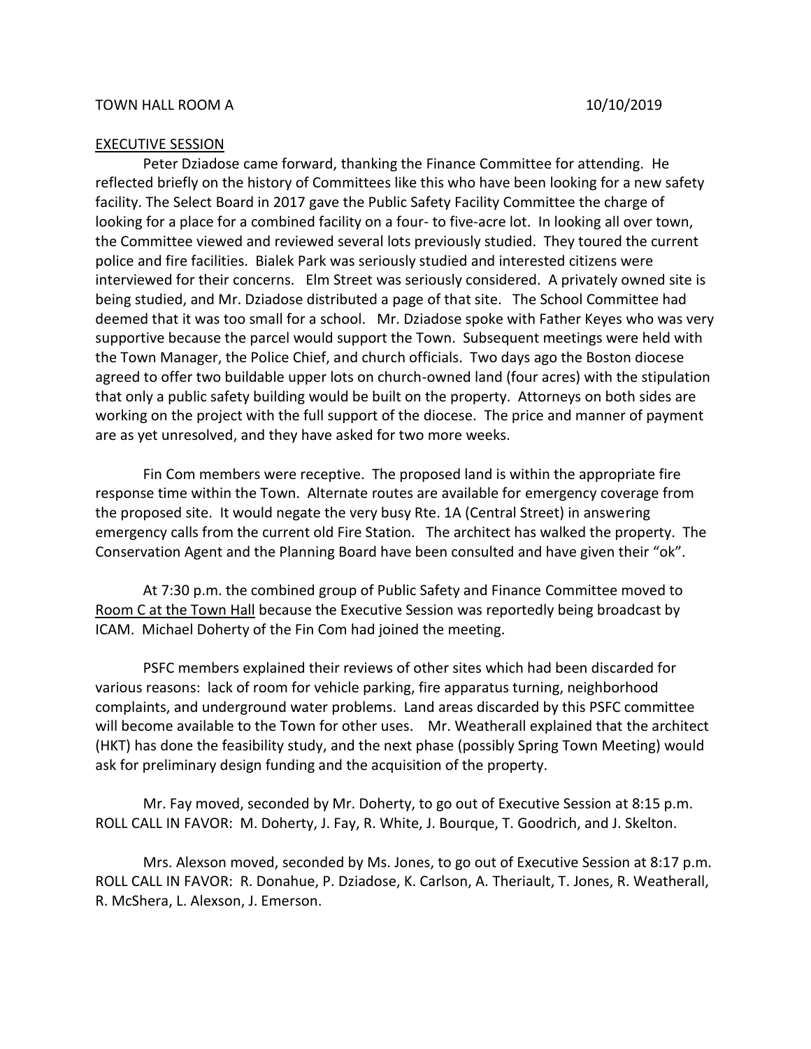TOWN HALL ROOM A 10/10/2019

EXECUTIVE SESSION

Peter Dziadose came forward, thanking the Finance Committee for attending. He reflected briefly on the history of Committees like this who have been looking for a new safety facility. The Select Board in 2017 gave the Public Safety Facility Committee the charge of looking for a place for a combined facility on a four- to five-acre lot. In looking all over town, the Committee viewed and reviewed several lots previously studied. They toured the current police and fire facilities. Bialek Park was seriously studied and interested citizens were interviewed for their concerns. Elm Street was seriously considered. A privately owned site is being studied, and Mr. Dziadose distributed a page of that site. The School Committee had deemed that it was too small for a school. Mr. Dziadose spoke with Father Keyes who was very supportive because the parcel would support the Town. Subsequent meetings were held with the Town Manager, the Police Chief, and church officials. Two days ago the Boston diocese agreed to offer two buildable upper lots on church-owned land (four acres) with the stipulation that only a public safety building would be built on the property. Attorneys on both sides are working on the project with the full support of the diocese. The price and manner of payment are as yet unresolved, and they have asked for two more weeks.

Fin Com members were receptive. The proposed land is within the appropriate fire response time within the Town. Alternate routes are available for emergency coverage from the proposed site. It would negate the very busy Rte. 1A (Central Street) in answering emergency calls from the current old Fire Station. The architect has walked the property. The Conservation Agent and the Planning Board have been consulted and have given their "ok".

At 7:30 p.m. the combined group of Public Safety and Finance Committee moved to Room C at the Town Hall because the Executive Session was reportedly being broadcast by ICAM. Michael Doherty of the Fin Com had joined the meeting.

PSFC members explained their reviews of other sites which had been discarded for various reasons: lack of room for vehicle parking, fire apparatus turning, neighborhood complaints, and underground water problems. Land areas discarded by this PSFC committee will become available to the Town for other uses. Mr. Weatherall explained that the architect (HKT) has done the feasibility study, and the next phase (possibly Spring Town Meeting) would ask for preliminary design funding and the acquisition of the property.

Mr. Fay moved, seconded by Mr. Doherty, to go out of Executive Session at 8:15 p.m. ROLL CALL IN FAVOR: M. Doherty, J. Fay, R. White, J. Bourque, T. Goodrich, and J. Skelton.

Mrs. Alexson moved, seconded by Ms. Jones, to go out of Executive Session at 8:17 p.m. ROLL CALL IN FAVOR: R. Donahue, P. Dziadose, K. Carlson, A. Theriault, T. Jones, R. Weatherall, R. McShera, L. Alexson, J. Emerson.